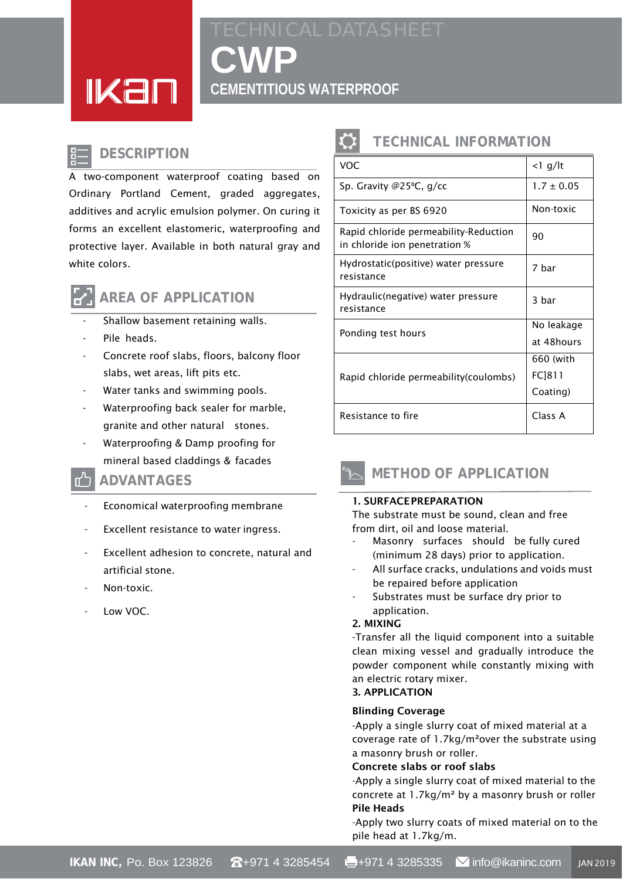# TECHNICAL DATASHEET

# CWP

## CEMENTITIOUS WATERPROOF

## DESCRIPTION

A two-component waterproof coating based on Ordinary Portland Cement, graded aggregates, additives and acrylic emulsion polymer. On curing it forms an excellent elastomeric, waterproofing and protective layer. Available in both natural gray and white colors.

## AREA OF APPLICATION

- Shallow basement retaining walls.
- Pile heads.
- Concrete roof slabs, floors, balcony floor slabs, wet areas, lift pits etc.
- Water tanks and swimming pools.
- Waterproofing back sealer for marble, granite and other natural stones.
- Waterproofing & Damp proofing for mineral based claddings & facades

## ADVANTAGES

- Economical waterproofing membrane
- Excellent resistance to water ingress.
- Excellent adhesion to concrete, natural and artificial stone.
- Non-toxic.
- Low VOC.

## TECHNICAL INFORMATION

| | |
|---|---|
| VOC | <1 g/lt |
| Sp. Gravity @25ºC, g/cc | 1.7 ± 0.05 |
| Toxicity as per BS 6920 | Non-toxic |
| Rapid chloride permeability-Reduction in chloride ion penetration % | 90 |
| Hydrostatic(positive) water pressure resistance | 7 bar |
| Hydraulic(negative) water pressure resistance | 3 bar |
| Ponding test hours | No leakage at 48hours |
| Rapid chloride permeability(coulombs) | 660 (with FC]811 Coating) |
| Resistance to fire | Class A |

## METHOD OF APPLICATION

**1. SURFACE PREPARATION**

The substrate must be sound, clean and free from dirt, oil and loose material.

- Masonry surfaces should be fully cured (minimum 28 days) prior to application.
- All surface cracks, undulations and voids must be repaired before application
- Substrates must be surface dry prior to application.

**2. MIXING**

-Transfer all the liquid component into a suitable clean mixing vessel and gradually introduce the powder component while constantly mixing with an electric rotary mixer.

**3. APPLICATION**

**Blinding Coverage**

-Apply a single slurry coat of mixed material at a coverage rate of 1.7kg/m²over the substrate using a masonry brush or roller.

**Concrete slabs or roof slabs**

-Apply a single slurry coat of mixed material to the concrete at 1.7kg/m² by a masonry brush or roller

**Pile Heads**

-Apply two slurry coats of mixed material on to the pile head at 1.7kg/m.

**IKAN INC,** Po. Box 123826 ☎+971 4 3285454 +971 4 3285335 ✉ info@ikaninc.com JAN 2019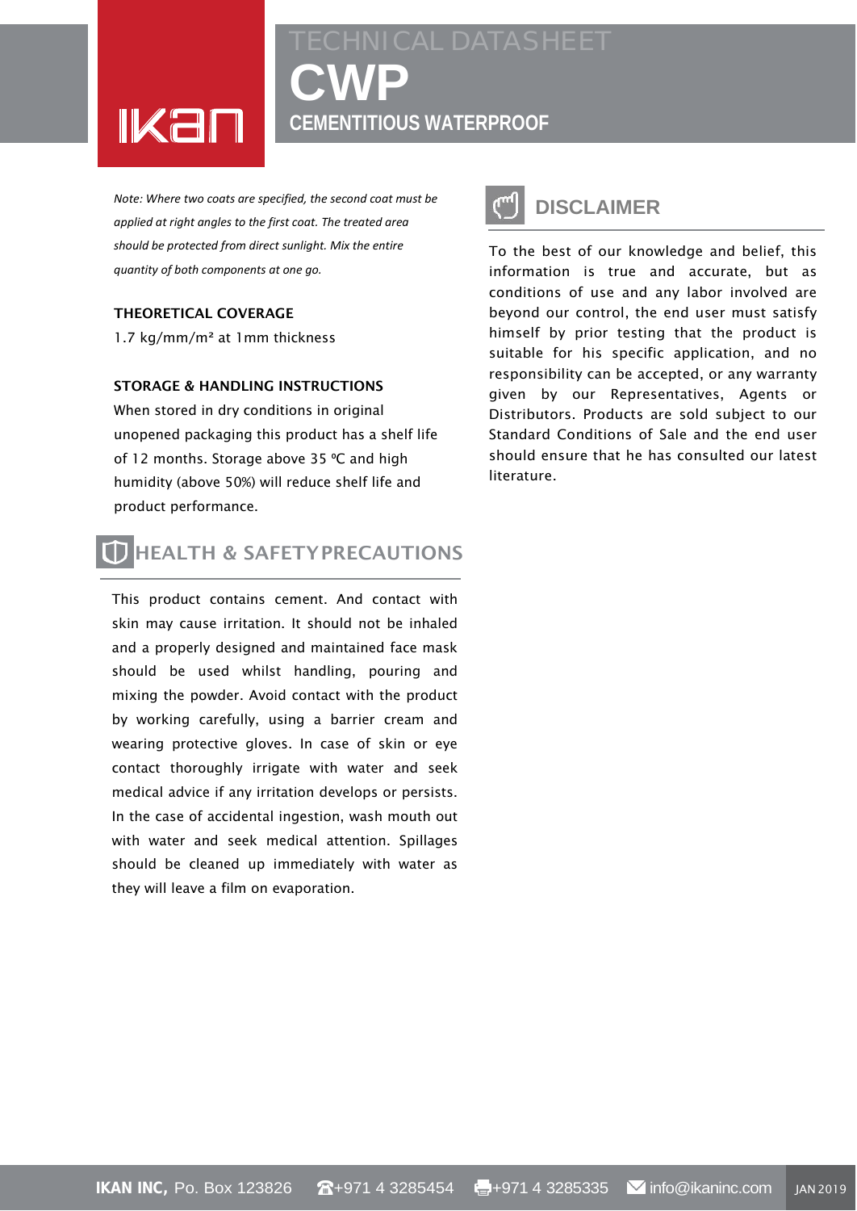# TECHNICAL DATASHEET

# CWP

## CEMENTITIOUS WATERPROOF

*Note: Where two coats are specified, the second coat must be applied at right angles to the first coat. The treated area should be protected from direct sunlight. Mix the entire quantity of both components at one go.*

**THEORETICAL COVERAGE**

1.7 kg/mm/m² at 1mm thickness

**STORAGE & HANDLING INSTRUCTIONS**

When stored in dry conditions in original unopened packaging this product has a shelf life of 12 months. Storage above 35 ºC and high humidity (above 50%) will reduce shelf life and product performance.

## HEALTH & SAFETY PRECAUTIONS

This product contains cement. And contact with skin may cause irritation. It should not be inhaled and a properly designed and maintained face mask should be used whilst handling, pouring and mixing the powder. Avoid contact with the product by working carefully, using a barrier cream and wearing protective gloves. In case of skin or eye contact thoroughly irrigate with water and seek medical advice if any irritation develops or persists. In the case of accidental ingestion, wash mouth out with water and seek medical attention. Spillages should be cleaned up immediately with water as they will leave a film on evaporation.

## DISCLAIMER

To the best of our knowledge and belief, this information is true and accurate, but as conditions of use and any labor involved are beyond our control, the end user must satisfy himself by prior testing that the product is suitable for his specific application, and no responsibility can be accepted, or any warranty given by our Representatives, Agents or Distributors. Products are sold subject to our Standard Conditions of Sale and the end user should ensure that he has consulted our latest literature.

**IKAN INC,** Po. Box 123826 +971 4 3285454 +971 4 3285335 info@ikaninc.com JAN 2019